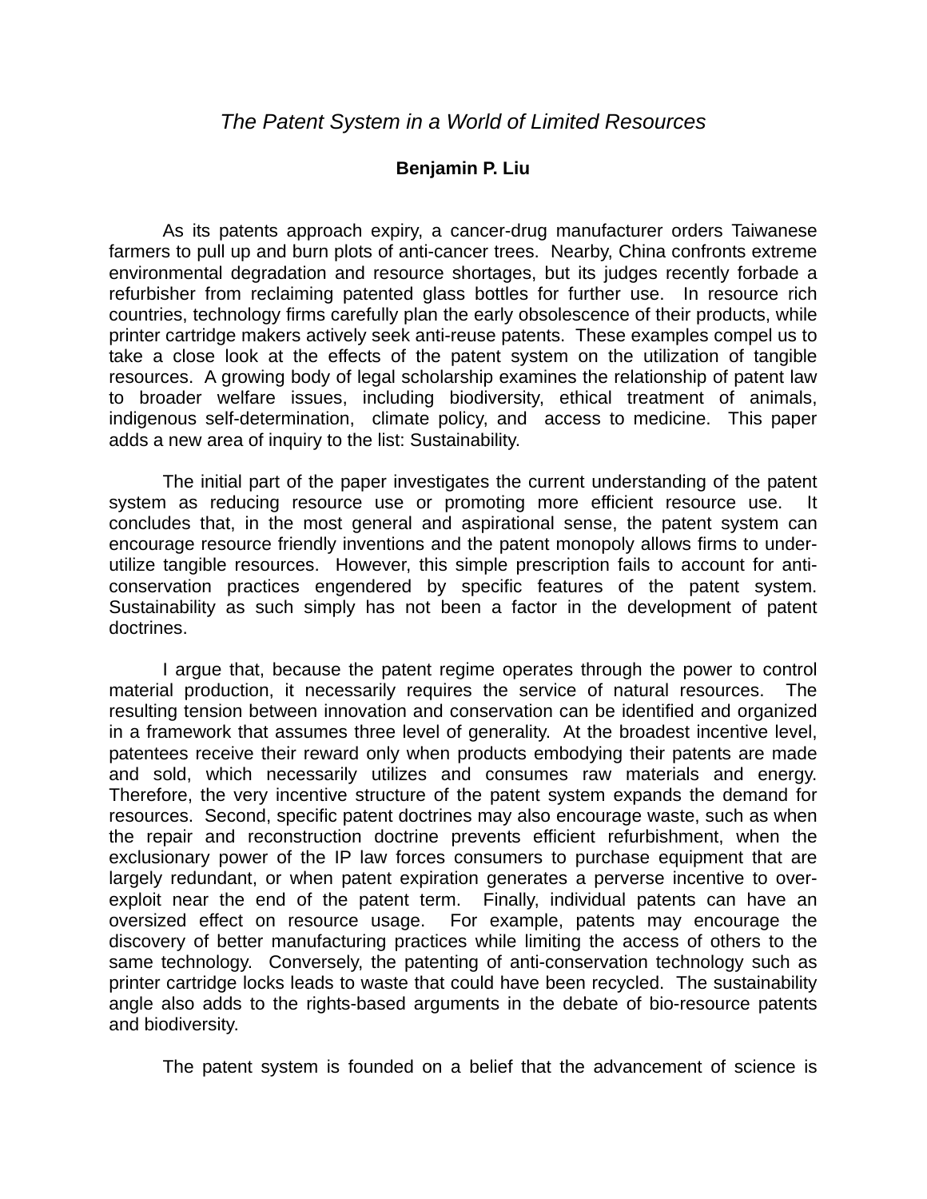*The Patent System in a World of Limited Resources*

**Benjamin P. Liu**

As its patents approach expiry, a cancer-drug manufacturer orders Taiwanese farmers to pull up and burn plots of anti-cancer trees. Nearby, China confronts extreme environmental degradation and resource shortages, but its judges recently forbade a refurbisher from reclaiming patented glass bottles for further use. In resource rich countries, technology firms carefully plan the early obsolescence of their products, while printer cartridge makers actively seek anti-reuse patents. These examples compel us to take a close look at the effects of the patent system on the utilization of tangible resources. A growing body of legal scholarship examines the relationship of patent law to broader welfare issues, including biodiversity, ethical treatment of animals, indigenous self-determination, climate policy, and access to medicine. This paper adds a new area of inquiry to the list: Sustainability.

The initial part of the paper investigates the current understanding of the patent system as reducing resource use or promoting more efficient resource use. It concludes that, in the most general and aspirational sense, the patent system can encourage resource friendly inventions and the patent monopoly allows firms to under-utilize tangible resources. However, this simple prescription fails to account for anti-conservation practices engendered by specific features of the patent system. Sustainability as such simply has not been a factor in the development of patent doctrines.

I argue that, because the patent regime operates through the power to control material production, it necessarily requires the service of natural resources. The resulting tension between innovation and conservation can be identified and organized in a framework that assumes three level of generality. At the broadest incentive level, patentees receive their reward only when products embodying their patents are made and sold, which necessarily utilizes and consumes raw materials and energy. Therefore, the very incentive structure of the patent system expands the demand for resources. Second, specific patent doctrines may also encourage waste, such as when the repair and reconstruction doctrine prevents efficient refurbishment, when the exclusionary power of the IP law forces consumers to purchase equipment that are largely redundant, or when patent expiration generates a perverse incentive to over-exploit near the end of the patent term. Finally, individual patents can have an oversized effect on resource usage. For example, patents may encourage the discovery of better manufacturing practices while limiting the access of others to the same technology. Conversely, the patenting of anti-conservation technology such as printer cartridge locks leads to waste that could have been recycled. The sustainability angle also adds to the rights-based arguments in the debate of bio-resource patents and biodiversity.

The patent system is founded on a belief that the advancement of science is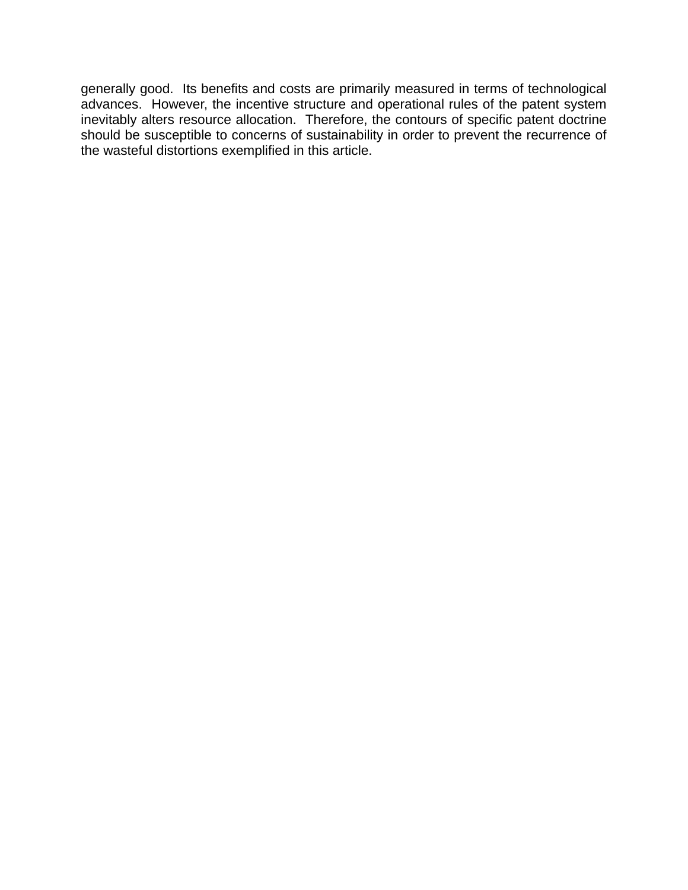generally good. Its benefits and costs are primarily measured in terms of technological advances. However, the incentive structure and operational rules of the patent system inevitably alters resource allocation. Therefore, the contours of specific patent doctrine should be susceptible to concerns of sustainability in order to prevent the recurrence of the wasteful distortions exemplified in this article.